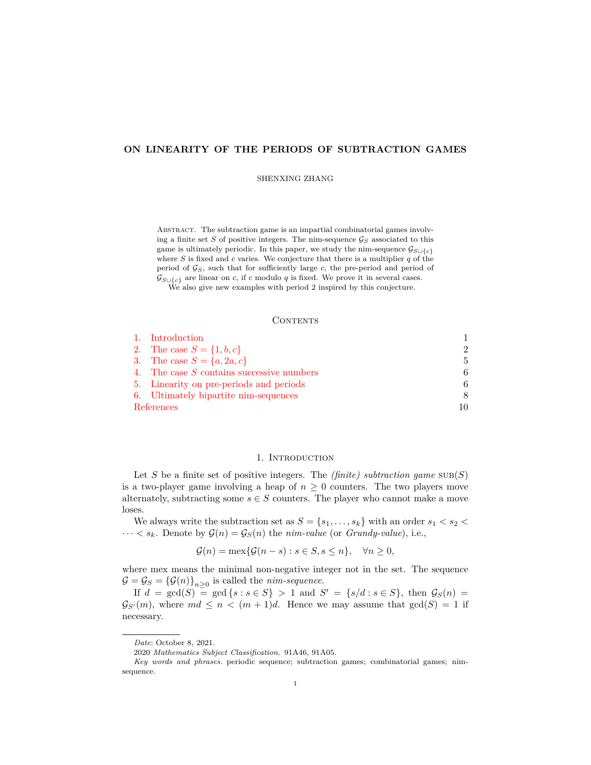# ON LINEARITY OF THE PERIODS OF SUBTRACTION GAMES

SHENXING ZHANG

Abstract. The subtraction game is an impartial combinatorial games involving a finite set $S$ of positive integers. The nim-sequence $\mathcal{G}_S$ associated to this game is ultimately periodic. In this paper, we study the nim-sequence $\mathcal{G}_{S\cup\{c\}}$ where $S$ is fixed and $c$ varies. We conjecture that there is a multiplier $q$ of the period of $\mathcal{G}_S$, such that for sufficiently large $c$, the pre-period and period of $\mathcal{G}_{S\cup\{c\}}$ are linear on $c$, if $c$ modulo $q$ is fixed. We prove it in several cases. We also give new examples with period 2 inspired by this conjecture.

## Contents

1. Introduction 1
2. The case $S = \{1, b, c\}$ 2
3. The case $S = \{a, 2a, c\}$ 5
4. The case $S$ contains successive numbers 6
5. Linearity on pre-periods and periods 6
6. Ultimately bipartite nim-sequences 8

References 10

## 1. Introduction

Let $S$ be a finite set of positive integers. The *(finite) subtraction game* $\text{SUB}(S)$ is a two-player game involving a heap of $n \geq 0$ counters. The two players move alternately, subtracting some $s \in S$ counters. The player who cannot make a move loses.

We always write the subtraction set as $S = \{s_1, \ldots, s_k\}$ with an order $s_1 < s_2 < \cdots < s_k$. Denote by $\mathcal{G}(n) = \mathcal{G}_S(n)$ the *nim-value* (or *Grundy-value*), i.e.,

$$\mathcal{G}(n) = \operatorname{mex}\{\mathcal{G}(n-s) : s \in S, s \leq n\}, \quad \forall n \geq 0,$$

where mex means the minimal non-negative integer not in the set. The sequence $\mathcal{G} = \mathcal{G}_S = \{\mathcal{G}(n)\}_{n\geq 0}$ is called the *nim-sequence*.

If $d = \gcd(S) = \gcd\{s : s \in S\} > 1$ and $S' = \{s/d : s \in S\}$, then $\mathcal{G}_S(n) = \mathcal{G}_{S'}(m)$, where $md \leq n < (m+1)d$. Hence we may assume that $\gcd(S) = 1$ if necessary.

*Date*: October 8, 2021.

2020 *Mathematics Subject Classification.* 91A46, 91A05.

*Key words and phrases.* periodic sequence; subtraction games; combinatorial games; nim-sequence.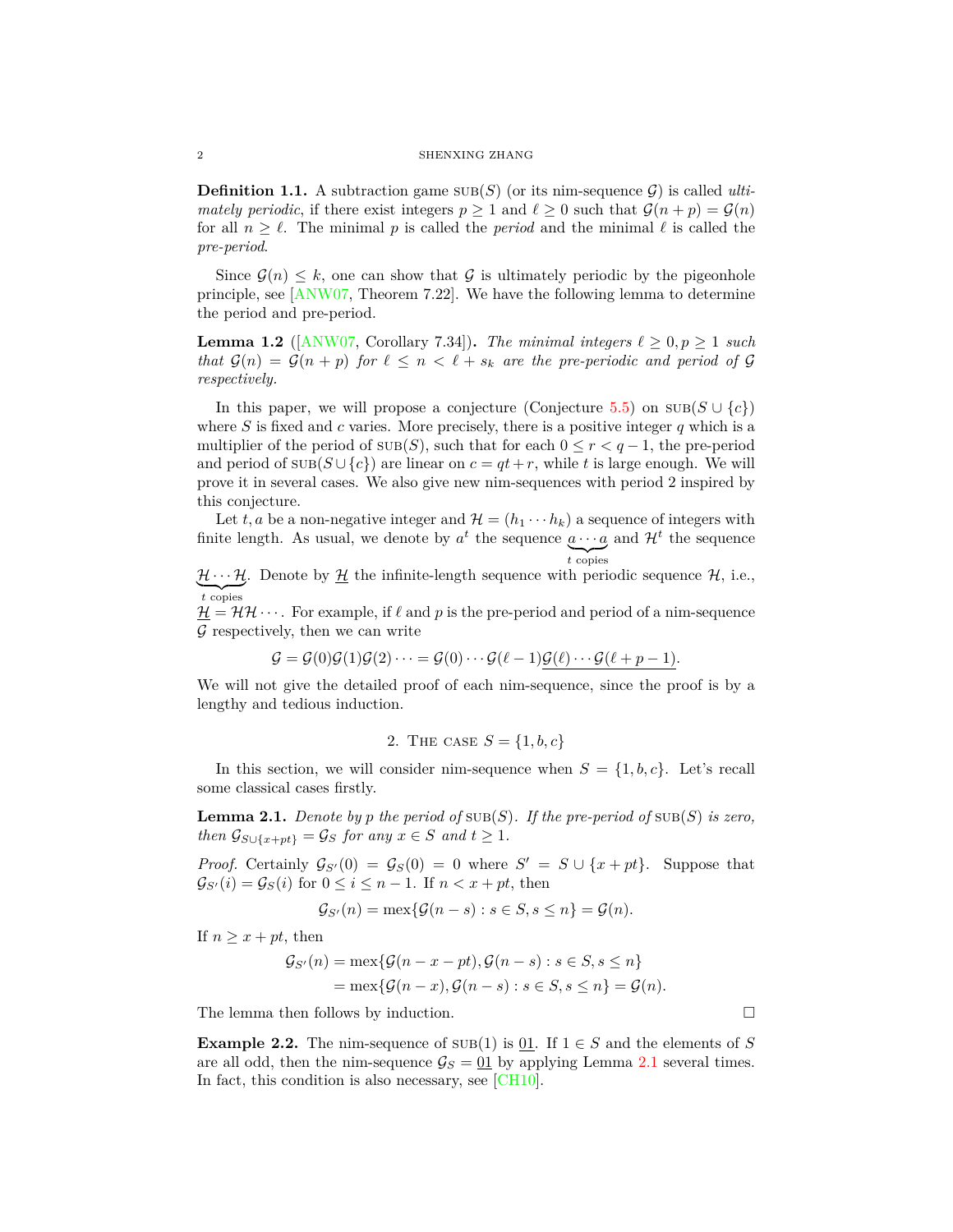**Definition 1.1.** A subtraction game $\text{SUB}(S)$ (or its nim-sequence $\mathcal{G}$) is called *ultimately periodic*, if there exist integers $p \geq 1$ and $\ell \geq 0$ such that $\mathcal{G}(n+p) = \mathcal{G}(n)$ for all $n \geq \ell$. The minimal $p$ is called the *period* and the minimal $\ell$ is called the *pre-period*.

Since $\mathcal{G}(n) \leq k$, one can show that $\mathcal{G}$ is ultimately periodic by the pigeonhole principle, see [ANW07, Theorem 7.22]. We have the following lemma to determine the period and pre-period.

**Lemma 1.2** ([ANW07, Corollary 7.34])**.** *The minimal integers $\ell \geq 0, p \geq 1$ such that $\mathcal{G}(n) = \mathcal{G}(n+p)$ for $\ell \leq n < \ell + s_k$ are the pre-periodic and period of $\mathcal{G}$ respectively.*

In this paper, we will propose a conjecture (Conjecture 5.5) on $\text{SUB}(S \cup \{c\})$ where $S$ is fixed and $c$ varies. More precisely, there is a positive integer $q$ which is a multiplier of the period of $\text{SUB}(S)$, such that for each $0 \leq r < q-1$, the pre-period and period of $\text{SUB}(S \cup \{c\})$ are linear on $c = qt + r$, while $t$ is large enough. We will prove it in several cases. We also give new nim-sequences with period 2 inspired by this conjecture.

Let $t, a$ be a non-negative integer and $\mathcal{H} = (h_1 \cdots h_k)$ a sequence of integers with finite length. As usual, we denote by $a^t$ the sequence $\underbrace{a \cdots a}_{t \text{ copies}}$ and $\mathcal{H}^t$ the sequence $\underbrace{\mathcal{H} \cdots \mathcal{H}}_{t \text{ copies}}$. Denote by $\underline{\mathcal{H}}$ the infinite-length sequence with periodic sequence $\mathcal{H}$, i.e., $\underline{\mathcal{H}} = \mathcal{H}\mathcal{H}\cdots$. For example, if $\ell$ and $p$ is the pre-period and period of a nim-sequence $\mathcal{G}$ respectively, then we can write

$$\mathcal{G} = \mathcal{G}(0)\mathcal{G}(1)\mathcal{G}(2)\cdots = \mathcal{G}(0)\cdots\mathcal{G}(\ell-1)\underline{\mathcal{G}(\ell)\cdots\mathcal{G}(\ell+p-1)}.$$

We will not give the detailed proof of each nim-sequence, since the proof is by a lengthy and tedious induction.

## 2. The case $S = \{1, b, c\}$

In this section, we will consider nim-sequence when $S = \{1, b, c\}$. Let's recall some classical cases firstly.

**Lemma 2.1.** *Denote by $p$ the period of $\text{SUB}(S)$. If the pre-period of $\text{SUB}(S)$ is zero, then $\mathcal{G}_{S \cup \{x+pt\}} = \mathcal{G}_S$ for any $x \in S$ and $t \geq 1$.*

*Proof.* Certainly $\mathcal{G}_{S'}(0) = \mathcal{G}_S(0) = 0$ where $S' = S \cup \{x + pt\}$. Suppose that $\mathcal{G}_{S'}(i) = \mathcal{G}_S(i)$ for $0 \leq i \leq n-1$. If $n < x + pt$, then

$$\mathcal{G}_{S'}(n) = \text{mex}\{\mathcal{G}(n-s) : s \in S, s \leq n\} = \mathcal{G}(n).$$

If $n \geq x + pt$, then

$$\begin{aligned}
\mathcal{G}_{S'}(n) &= \text{mex}\{\mathcal{G}(n-x-pt), \mathcal{G}(n-s) : s \in S, s \leq n\} \\
&= \text{mex}\{\mathcal{G}(n-x), \mathcal{G}(n-s) : s \in S, s \leq n\} = \mathcal{G}(n).
\end{aligned}$$

The lemma then follows by induction. $\square$

**Example 2.2.** The nim-sequence of $\text{SUB}(1)$ is $\underline{01}$. If $1 \in S$ and the elements of $S$ are all odd, then the nim-sequence $\mathcal{G}_S = \underline{01}$ by applying Lemma 2.1 several times. In fact, this condition is also necessary, see [CH10].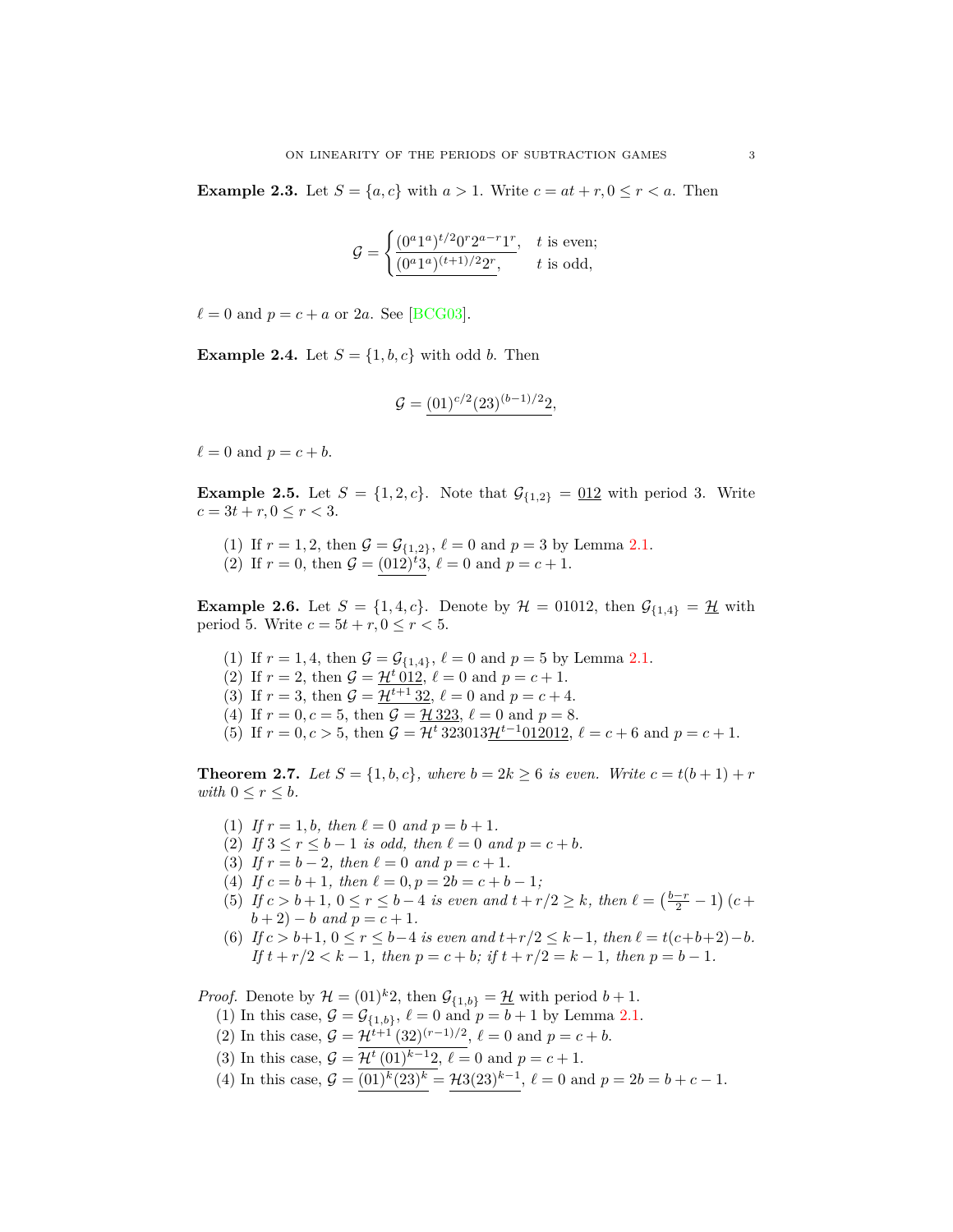**Example 2.3.** Let $S = \{a, c\}$ with $a > 1$. Write $c = at + r, 0 \le r < a$. Then

$$\mathcal{G} = \begin{cases} \underline{(0^a 1^a)^{t/2} 0^r 2^{a-r} 1^r}, & t \text{ is even;} \\ \underline{(0^a 1^a)^{(t+1)/2} 2^r}, & t \text{ is odd,} \end{cases}$$

$\ell = 0$ and $p = c + a$ or $2a$. See [BCG03].

**Example 2.4.** Let $S = \{1, b, c\}$ with odd $b$. Then

$$\mathcal{G} = \underline{(01)^{c/2} (23)^{(b-1)/2} 2},$$

$\ell = 0$ and $p = c + b$.

**Example 2.5.** Let $S = \{1, 2, c\}$. Note that $\mathcal{G}_{\{1,2\}} = \underline{012}$ with period 3. Write $c = 3t + r, 0 \le r < 3$.

(1) If $r = 1, 2$, then $\mathcal{G} = \mathcal{G}_{\{1,2\}}$, $\ell = 0$ and $p = 3$ by Lemma 2.1.
(2) If $r = 0$, then $\mathcal{G} = \underline{(012)^t 3}$, $\ell = 0$ and $p = c + 1$.

**Example 2.6.** Let $S = \{1, 4, c\}$. Denote by $\mathcal{H} = 01012$, then $\mathcal{G}_{\{1,4\}} = \underline{\mathcal{H}}$ with period 5. Write $c = 5t + r, 0 \le r < 5$.

(1) If $r = 1, 4$, then $\mathcal{G} = \mathcal{G}_{\{1,4\}}$, $\ell = 0$ and $p = 5$ by Lemma 2.1.
(2) If $r = 2$, then $\mathcal{G} = \underline{\mathcal{H}^t\, 012}$, $\ell = 0$ and $p = c + 1$.
(3) If $r = 3$, then $\mathcal{G} = \underline{\mathcal{H}^{t+1}\, 32}$, $\ell = 0$ and $p = c + 4$.
(4) If $r = 0, c = 5$, then $\mathcal{G} = \underline{\mathcal{H}\, 323}$, $\ell = 0$ and $p = 8$.
(5) If $r = 0, c > 5$, then $\mathcal{G} = \mathcal{H}^t\, 323013\underline{\mathcal{H}^{t-1} 012012}$, $\ell = c + 6$ and $p = c + 1$.

**Theorem 2.7.** *Let $S = \{1, b, c\}$, where $b = 2k \ge 6$ is even. Write $c = t(b+1) + r$ with $0 \le r \le b$.*

(1) *If $r = 1, b$, then $\ell = 0$ and $p = b + 1$.*
(2) *If $3 \le r \le b - 1$ is odd, then $\ell = 0$ and $p = c + b$.*
(3) *If $r = b - 2$, then $\ell = 0$ and $p = c + 1$.*
(4) *If $c = b + 1$, then $\ell = 0, p = 2b = c + b - 1$;*
(5) *If $c > b + 1$, $0 \le r \le b - 4$ is even and $t + r/2 \ge k$, then $\ell = \left(\frac{b-r}{2} - 1\right)(c + b + 2) - b$ and $p = c + 1$.*
(6) *If $c > b+1$, $0 \le r \le b-4$ is even and $t+r/2 \le k-1$, then $\ell = t(c+b+2)-b$. If $t + r/2 < k - 1$, then $p = c + b$; if $t + r/2 = k - 1$, then $p = b - 1$.*

*Proof.* Denote by $\mathcal{H} = (01)^k 2$, then $\mathcal{G}_{\{1,b\}} = \underline{\mathcal{H}}$ with period $b + 1$.
(1) In this case, $\mathcal{G} = \mathcal{G}_{\{1,b\}}$, $\ell = 0$ and $p = b + 1$ by Lemma 2.1.
(2) In this case, $\mathcal{G} = \underline{\mathcal{H}^{t+1}\, (32)^{(r-1)/2}}$, $\ell = 0$ and $p = c + b$.
(3) In this case, $\mathcal{G} = \underline{\mathcal{H}^t\, (01)^{k-1} 2}$, $\ell = 0$ and $p = c + 1$.
(4) In this case, $\mathcal{G} = \underline{(01)^k (23)^k} = \underline{\mathcal{H} 3 (23)^{k-1}}$, $\ell = 0$ and $p = 2b = b + c - 1$.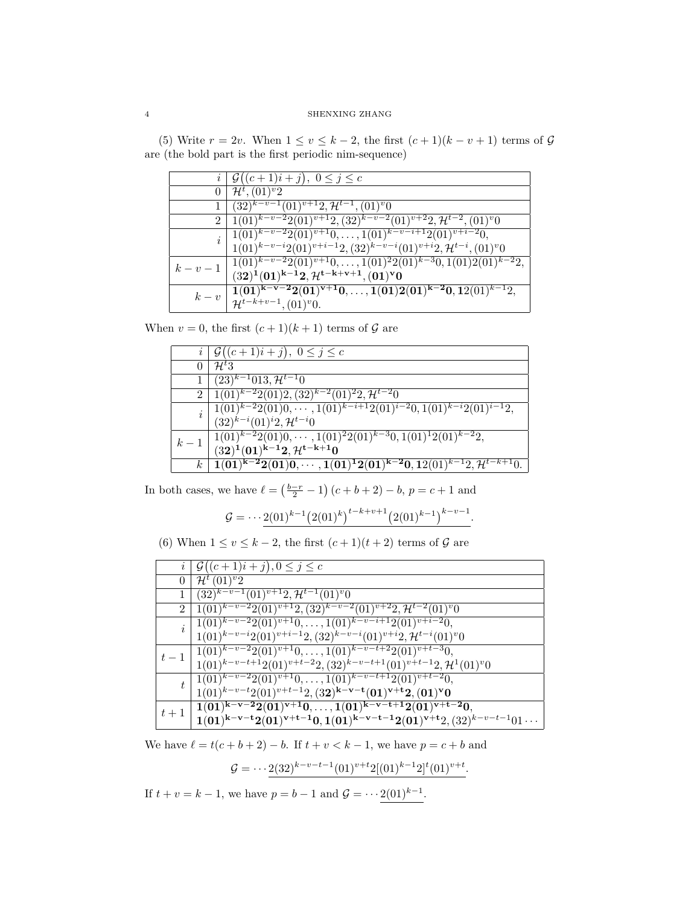(5) Write $r = 2v$. When $1 \le v \le k-2$, the first $(c+1)(k-v+1)$ terms of $\mathcal{G}$ are (the bold part is the first periodic nim-sequence)

| $i$ | $\mathcal{G}\big((c+1)i+j\big),\ 0 \le j \le c$ |
|---|---|
| $0$ | $\mathcal{H}^t, (01)^v 2$ |
| $1$ | $(32)^{k-v-1}(01)^{v+1}2, \mathcal{H}^{t-1}, (01)^v 0$ |
| $2$ | $1(01)^{k-v-2}2(01)^{v+1}2, (32)^{k-v-2}(01)^{v+2}2, \mathcal{H}^{t-2}, (01)^v 0$ |
| $i$ | $1(01)^{k-v-2}2(01)^{v+1}0, \ldots, 1(01)^{k-v-i+1}2(01)^{v+i-2}0,$ $1(01)^{k-v-i}2(01)^{v+i-1}2, (32)^{k-v-i}(01)^{v+i}2, \mathcal{H}^{t-i}, (01)^v 0$ |
| $k-v-1$ | $1(01)^{k-v-2}2(01)^{v+1}0, \ldots, 1(01)^2 2(01)^{k-3}0, 1(01)2(01)^{k-2}2,$ $(3\mathbf{2})^{\mathbf{1}}(\mathbf{01})^{\mathbf{k-1}}\mathbf{2}, \mathcal{H}^{\mathbf{t-k+v+1}}, (\mathbf{01})^{\mathbf{v}}\mathbf{0}$ |
| $k-v$ | $\mathbf{1(01)^{k-v-2}2(01)^{v+1}0}, \ldots, \mathbf{1(01)2(01)^{k-2}0}, \mathbf{1}2(01)^{k-1}2,$ $\mathcal{H}^{t-k+v-1}, (01)^v 0.$ |

When $v = 0$, the first $(c+1)(k+1)$ terms of $\mathcal{G}$ are

| $i$ | $\mathcal{G}\big((c+1)i+j\big),\ 0 \le j \le c$ |
|---|---|
| $0$ | $\mathcal{H}^t 3$ |
| $1$ | $(23)^{k-1}013, \mathcal{H}^{t-1}0$ |
| $2$ | $1(01)^{k-2}2(01)2, (32)^{k-2}(01)^2 2, \mathcal{H}^{t-2}0$ |
| $i$ | $1(01)^{k-2}2(01)0, \cdots, 1(01)^{k-i+1}2(01)^{i-2}0, 1(01)^{k-i}2(01)^{i-1}2,$ $(32)^{k-i}(01)^i 2, \mathcal{H}^{t-i}0$ |
| $k-1$ | $1(01)^{k-2}2(01)0, \cdots, 1(01)^2 2(01)^{k-3}0, 1(01)^1 2(01)^{k-2}2,$ $(3\mathbf{2})^{\mathbf{1}}(\mathbf{01})^{\mathbf{k-1}}\mathbf{2}, \mathcal{H}^{\mathbf{t-k+1}}\mathbf{0}$ |
| $k$ | $\mathbf{1(01)^{k-2}2(01)0}, \cdots, \mathbf{1(01)^1 2(01)^{k-2}0}, \mathbf{1}2(01)^{k-1}2, \mathcal{H}^{t-k+1}0.$ |

In both cases, we have $\ell = \left(\frac{b-r}{2} - 1\right)(c+b+2) - b$, $p = c+1$ and

$$\mathcal{G} = \cdots \underline{2(01)^{k-1}\big(2(01)^k\big)^{t-k+v+1}\big(2(01)^{k-1}\big)^{k-v-1}}.$$

(6) When $1 \le v \le k-2$, the first $(c+1)(t+2)$ terms of $\mathcal{G}$ are

| $i$ | $\mathcal{G}\big((c+1)i+j\big), 0 \le j \le c$ |
|---|---|
| $0$ | $\mathcal{H}^t(01)^v 2$ |
| $1$ | $(32)^{k-v-1}(01)^{v+1}2, \mathcal{H}^{t-1}(01)^v 0$ |
| $2$ | $1(01)^{k-v-2}2(01)^{v+1}2, (32)^{k-v-2}(01)^{v+2}2, \mathcal{H}^{t-2}(01)^v 0$ |
| $i$ | $1(01)^{k-v-2}2(01)^{v+1}0, \ldots, 1(01)^{k-v-i+1}2(01)^{v+i-2}0,$ $1(01)^{k-v-i}2(01)^{v+i-1}2, (32)^{k-v-i}(01)^{v+i}2, \mathcal{H}^{t-i}(01)^v 0$ |
| $t-1$ | $1(01)^{k-v-2}2(01)^{v+1}0, \ldots, 1(01)^{k-v-t+2}2(01)^{v+t-3}0,$ $1(01)^{k-v-t+1}2(01)^{v+t-2}2, (32)^{k-v-t+1}(01)^{v+t-1}2, \mathcal{H}^1(01)^v 0$ |
| $t$ | $1(01)^{k-v-2}2(01)^{v+1}0, \ldots, 1(01)^{k-v-t+1}2(01)^{v+t-2}0,$ $1(01)^{k-v-t}2(01)^{v+t-1}2, (3\mathbf{2})^{\mathbf{k-v-t}}(\mathbf{01})^{\mathbf{v+t}}\mathbf{2}, (\mathbf{01})^{\mathbf{v}}\mathbf{0}$ |
| $t+1$ | $\mathbf{1(01)^{k-v-2}2(01)^{v+1}0}, \ldots, \mathbf{1(01)^{k-v-t+1}2(01)^{v+t-2}0},$ $\mathbf{1(01)^{k-v-t}2(01)^{v+t-1}0}, \mathbf{1(01)^{k-v-t-1}2(01)^{v+t}}2, (32)^{k-v-t-1}01\cdots$ |

We have $\ell = t(c+b+2) - b$. If $t + v < k-1$, we have $p = c+b$ and

$$\mathcal{G} = \cdots \underline{2(32)^{k-v-t-1}(01)^{v+t}2[(01)^{k-1}2]^t(01)^{v+t}}.$$

If $t + v = k-1$, we have $p = b-1$ and $\mathcal{G} = \cdots \underline{2(01)^{k-1}}$.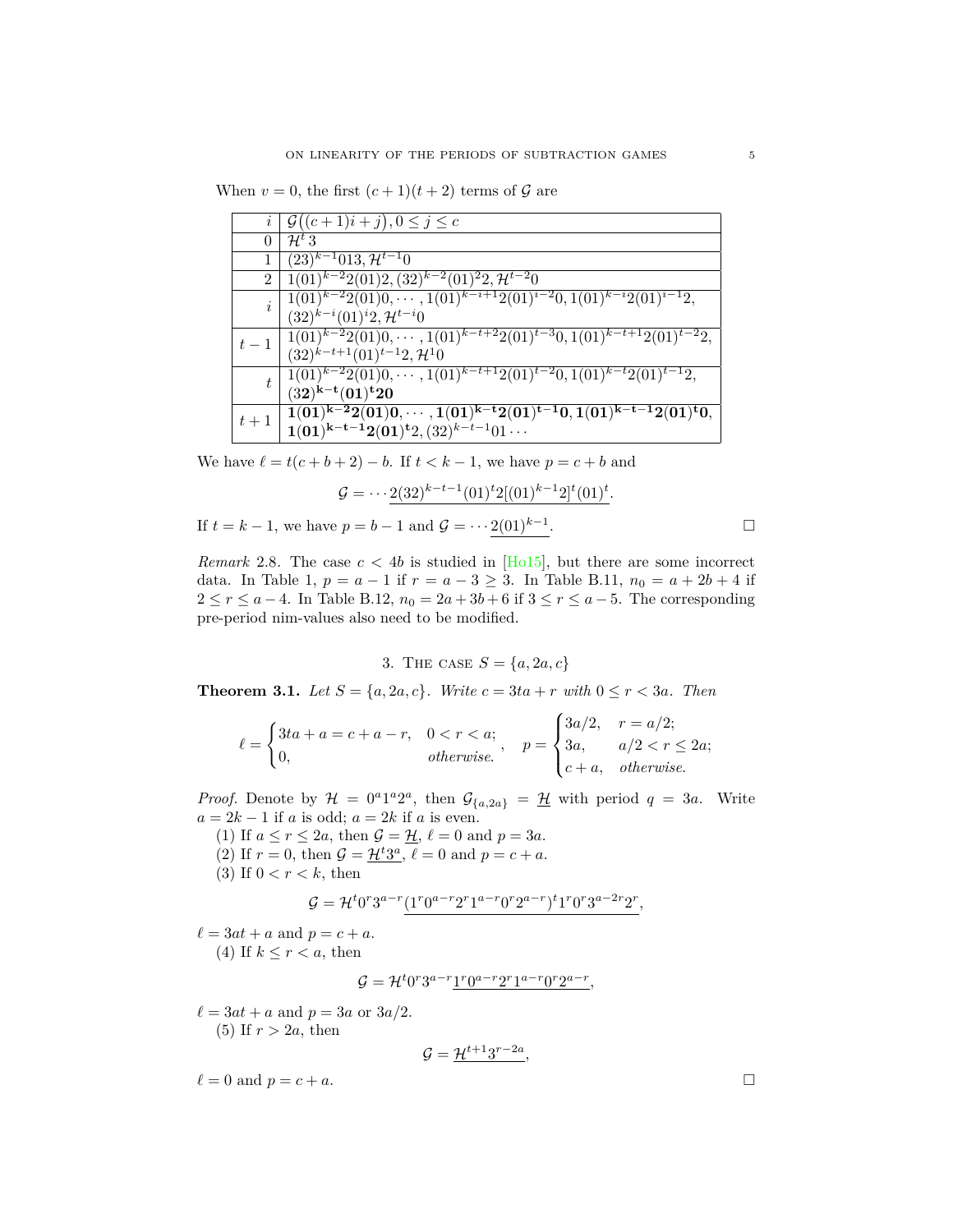When $v = 0$, the first $(c+1)(t+2)$ terms of $\mathcal{G}$ are

| $i$ | $\mathcal{G}\big((c+1)i+j\big), 0 \le j \le c$ |
|---|---|
| $0$ | $\mathcal{H}^t 3$ |
| $1$ | $(23)^{k-1}013, \mathcal{H}^{t-1}0$ |
| $2$ | $1(01)^{k-2}2(01)2, (32)^{k-2}(01)^2 2, \mathcal{H}^{t-2}0$ |
| $i$ | $1(01)^{k-2}2(01)0, \cdots, 1(01)^{k-i+1}2(01)^{i-2}0, 1(01)^{k-i}2(01)^{i-1}2,$ $(32)^{k-i}(01)^i 2, \mathcal{H}^{t-i}0$ |
| $t-1$ | $1(01)^{k-2}2(01)0, \cdots, 1(01)^{k-t+2}2(01)^{t-3}0, 1(01)^{k-t+1}2(01)^{t-2}2,$ $(32)^{k-t+1}(01)^{t-1}2, \mathcal{H}^1 0$ |
| $t$ | $1(01)^{k-2}2(01)0, \cdots, 1(01)^{k-t+1}2(01)^{t-2}0, 1(01)^{k-t}2(01)^{t-1}2,$ $(3\mathbf{2})^{\mathbf{k-t}}(\mathbf{01})^{\mathbf{t}}\mathbf{20}$ |
| $t+1$ | $\mathbf{1(01)^{k-2}2(01)0}, \cdots, \mathbf{1(01)^{k-t}2(01)^{t-1}0}, \mathbf{1(01)^{k-t-1}2(01)^{t}0},$ $\mathbf{1(01)^{k-t-1}2(01)^{t}}2, (32)^{k-t-1}01\cdots$ |

We have $\ell = t(c+b+2) - b$. If $t < k-1$, we have $p = c+b$ and

$$\mathcal{G} = \cdots \underline{2(32)^{k-t-1}(01)^t 2[(01)^{k-1}2]^t(01)^t}.$$

If $t = k-1$, we have $p = b-1$ and $\mathcal{G} = \cdots \underline{2(01)^{k-1}}$. □

*Remark* 2.8. The case $c < 4b$ is studied in [Ho15], but there are some incorrect data. In Table 1, $p = a-1$ if $r = a-3 \ge 3$. In Table B.11, $n_0 = a+2b+4$ if $2 \le r \le a-4$. In Table B.12, $n_0 = 2a+3b+6$ if $3 \le r \le a-5$. The corresponding pre-period nim-values also need to be modified.

## 3. The case $S = \{a, 2a, c\}$

**Theorem 3.1.** *Let $S = \{a, 2a, c\}$. Write $c = 3ta + r$ with $0 \le r < 3a$. Then*

$$\ell = \begin{cases} 3ta + a = c + a - r, & 0 < r < a; \\ 0, & \textit{otherwise.} \end{cases}, \quad p = \begin{cases} 3a/2, & r = a/2; \\ 3a, & a/2 < r \le 2a; \\ c + a, & \textit{otherwise.} \end{cases}$$

*Proof.* Denote by $\mathcal{H} = 0^a 1^a 2^a$, then $\mathcal{G}_{\{a,2a\}} = \underline{\mathcal{H}}$ with period $q = 3a$. Write $a = 2k-1$ if $a$ is odd; $a = 2k$ if $a$ is even.

(1) If $a \le r \le 2a$, then $\mathcal{G} = \underline{\mathcal{H}}$, $\ell = 0$ and $p = 3a$.

(2) If $r = 0$, then $\mathcal{G} = \underline{\mathcal{H}^t 3^a}$, $\ell = 0$ and $p = c + a$.

(3) If $0 < r < k$, then

$$\mathcal{G} = \mathcal{H}^t 0^r 3^{a-r} \underline{(1^r 0^{a-r} 2^r 1^{a-r} 0^r 2^{a-r})^t 1^r 0^r 3^{a-2r} 2^r},$$

$\ell = 3at + a$ and $p = c + a$.

(4) If $k \le r < a$, then

$$\mathcal{G} = \mathcal{H}^t 0^r 3^{a-r} \underline{1^r 0^{a-r} 2^r 1^{a-r} 0^r 2^{a-r}},$$

$\ell = 3at + a$ and $p = 3a$ or $3a/2$.

(5) If $r > 2a$, then

$$\mathcal{G} = \underline{\mathcal{H}^{t+1} 3^{r-2a}},$$

$\ell = 0$ and $p = c + a$. □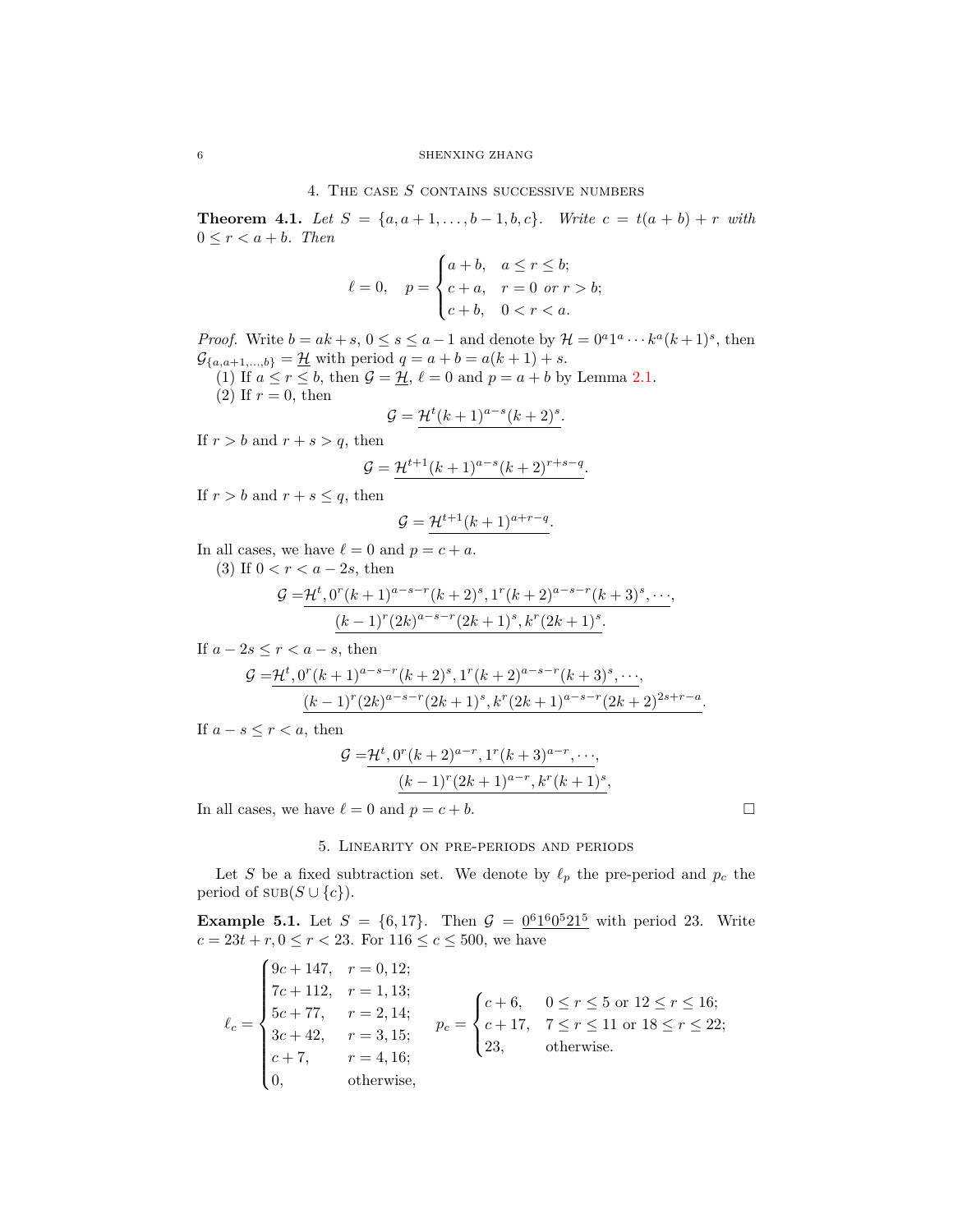## 4. The case $S$ contains successive numbers

**Theorem 4.1.** *Let $S = \{a, a+1, \ldots, b-1, b, c\}$. Write $c = t(a+b) + r$ with $0 \le r < a+b$. Then*

$$\ell = 0, \quad p = \begin{cases} a+b, & a \le r \le b; \\ c+a, & r = 0 \text{ or } r > b; \\ c+b, & 0 < r < a. \end{cases}$$

*Proof.* Write $b = ak + s$, $0 \le s \le a-1$ and denote by $\mathcal{H} = 0^a 1^a \cdots k^a (k+1)^s$, then $\mathcal{G}_{\{a,a+1,\ldots,b\}} = \underline{\mathcal{H}}$ with period $q = a+b = a(k+1)+s$.

(1) If $a \le r \le b$, then $\mathcal{G} = \underline{\mathcal{H}}$, $\ell = 0$ and $p = a+b$ by Lemma 2.1.

(2) If $r = 0$, then

$$\mathcal{G} = \underline{\mathcal{H}^t (k+1)^{a-s} (k+2)^s}.$$

If $r > b$ and $r + s > q$, then

$$\mathcal{G} = \underline{\mathcal{H}^{t+1} (k+1)^{a-s} (k+2)^{r+s-q}}.$$

If $r > b$ and $r + s \le q$, then

$$\mathcal{G} = \underline{\mathcal{H}^{t+1} (k+1)^{a+r-q}}.$$

In all cases, we have $\ell = 0$ and $p = c + a$.

(3) If $0 < r < a - 2s$, then

$$\begin{aligned} \mathcal{G} = &\underline{\mathcal{H}^t, 0^r (k+1)^{a-s-r} (k+2)^s, 1^r (k+2)^{a-s-r} (k+3)^s, \cdots,} \\ &\underline{(k-1)^r (2k)^{a-s-r} (2k+1)^s, k^r (2k+1)^s}. \end{aligned}$$

If $a - 2s \le r < a - s$, then

$$\begin{aligned} \mathcal{G} = &\underline{\mathcal{H}^t, 0^r (k+1)^{a-s-r} (k+2)^s, 1^r (k+2)^{a-s-r} (k+3)^s, \cdots,} \\ &\underline{(k-1)^r (2k)^{a-s-r} (2k+1)^s, k^r (2k+1)^{a-s-r} (2k+2)^{2s+r-a}}. \end{aligned}$$

If $a - s \le r < a$, then

$$\begin{aligned} \mathcal{G} = &\underline{\mathcal{H}^t, 0^r (k+2)^{a-r}, 1^r (k+3)^{a-r}, \cdots,} \\ &\underline{(k-1)^r (2k+1)^{a-r}, k^r (k+1)^s}, \end{aligned}$$

In all cases, we have $\ell = 0$ and $p = c + b$. □

## 5. Linearity on pre-periods and periods

Let $S$ be a fixed subtraction set. We denote by $\ell_p$ the pre-period and $p_c$ the period of $\textsc{sub}(S \cup \{c\})$.

**Example 5.1.** Let $S = \{6, 17\}$. Then $\mathcal{G} = \underline{0^6 1^6 0^5 2 1^5}$ with period 23. Write $c = 23t + r, 0 \le r < 23$. For $116 \le c \le 500$, we have

$$\ell_c = \begin{cases} 9c + 147, & r = 0, 12; \\ 7c + 112, & r = 1, 13; \\ 5c + 77, & r = 2, 14; \\ 3c + 42, & r = 3, 15; \\ c + 7, & r = 4, 16; \\ 0, & \text{otherwise}, \end{cases} \qquad p_c = \begin{cases} c + 6, & 0 \le r \le 5 \text{ or } 12 \le r \le 16; \\ c + 17, & 7 \le r \le 11 \text{ or } 18 \le r \le 22; \\ 23, & \text{otherwise}. \end{cases}$$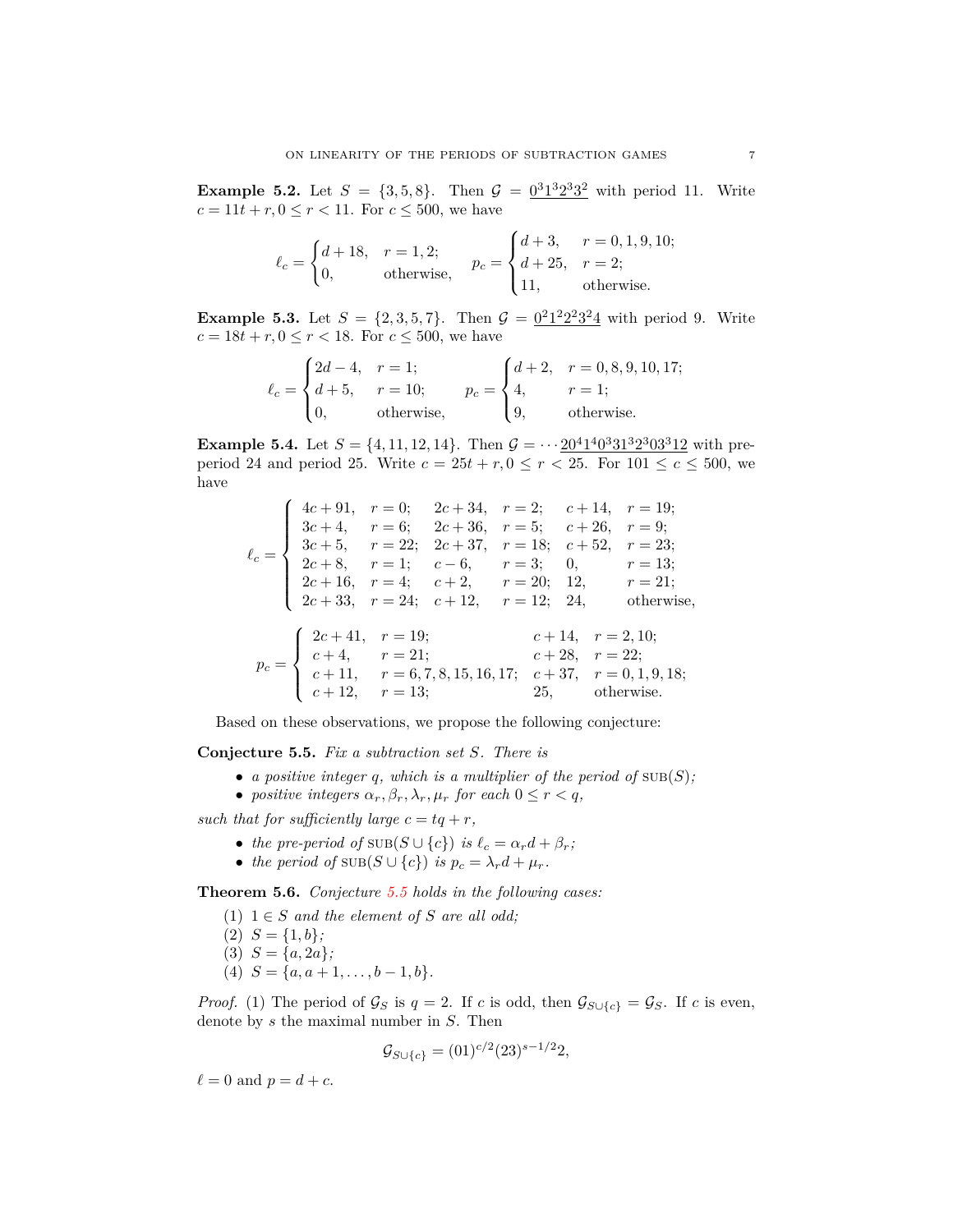**Example 5.2.** Let $S = \{3, 5, 8\}$. Then $\mathcal{G} = \underline{0^3 1^3 2^3 3^2}$ with period 11. Write $c = 11t + r, 0 \le r < 11$. For $c \le 500$, we have

$$\ell_c = \begin{cases} d + 18, & r = 1, 2; \\ 0, & \text{otherwise}, \end{cases} \quad p_c = \begin{cases} d + 3, & r = 0, 1, 9, 10; \\ d + 25, & r = 2; \\ 11, & \text{otherwise}. \end{cases}$$

**Example 5.3.** Let $S = \{2, 3, 5, 7\}$. Then $\mathcal{G} = \underline{0^2 1^2 2^2 3^2 4}$ with period 9. Write $c = 18t + r, 0 \le r < 18$. For $c \le 500$, we have

$$\ell_c = \begin{cases} 2d - 4, & r = 1; \\ d + 5, & r = 10; \\ 0, & \text{otherwise}, \end{cases} \qquad p_c = \begin{cases} d + 2, & r = 0, 8, 9, 10, 17; \\ 4, & r = 1; \\ 9, & \text{otherwise}. \end{cases}$$

**Example 5.4.** Let $S = \{4, 11, 12, 14\}$. Then $\mathcal{G} = \cdots \underline{20^4 1^4 0^3 31^3 2^3 03^3 12}$ with preperiod 24 and period 25. Write $c = 25t + r, 0 \le r < 25$. For $101 \le c \le 500$, we have

$$\ell_c = \left\{ \begin{array}{llllll} 4c + 91, & r = 0; & 2c + 34, & r = 2; & c + 14, & r = 19; \\ 3c + 4, & r = 6; & 2c + 36, & r = 5; & c + 26, & r = 9; \\ 3c + 5, & r = 22; & 2c + 37, & r = 18; & c + 52, & r = 23; \\ 2c + 8, & r = 1; & c - 6, & r = 3; & 0, & r = 13; \\ 2c + 16, & r = 4; & c + 2, & r = 20; & 12, & r = 21; \\ 2c + 33, & r = 24; & c + 12, & r = 12; & 24, & \text{otherwise}, \end{array} \right.$$

$$p_c = \left\{ \begin{array}{llll} 2c + 41, & r = 19; & c + 14, & r = 2, 10; \\ c + 4, & r = 21; & c + 28, & r = 22; \\ c + 11, & r = 6, 7, 8, 15, 16, 17; & c + 37, & r = 0, 1, 9, 18; \\ c + 12, & r = 13; & 25, & \text{otherwise}. \end{array} \right.$$

Based on these observations, we propose the following conjecture:

**Conjecture 5.5.** *Fix a subtraction set $S$. There is*

- *a positive integer $q$, which is a multiplier of the period of $\text{SUB}(S)$;*
- *positive integers $\alpha_r, \beta_r, \lambda_r, \mu_r$ for each $0 \le r < q$,*

*such that for sufficiently large $c = tq + r$,*

- *the pre-period of $\text{SUB}(S \cup \{c\})$ is $\ell_c = \alpha_r d + \beta_r$;*
- *the period of $\text{SUB}(S \cup \{c\})$ is $p_c = \lambda_r d + \mu_r$.*

**Theorem 5.6.** *Conjecture 5.5 holds in the following cases:*

1. *$1 \in S$ and the element of $S$ are all odd;*
2. *$S = \{1, b\}$;*
3. *$S = \{a, 2a\}$;*
4. *$S = \{a, a + 1, \ldots, b - 1, b\}$.*

*Proof.* (1) The period of $\mathcal{G}_S$ is $q = 2$. If $c$ is odd, then $\mathcal{G}_{S \cup \{c\}} = \mathcal{G}_S$. If $c$ is even, denote by $s$ the maximal number in $S$. Then

$$\mathcal{G}_{S \cup \{c\}} = (01)^{c/2} (23)^{s - 1/2} 2,$$

$\ell = 0$ and $p = d + c$.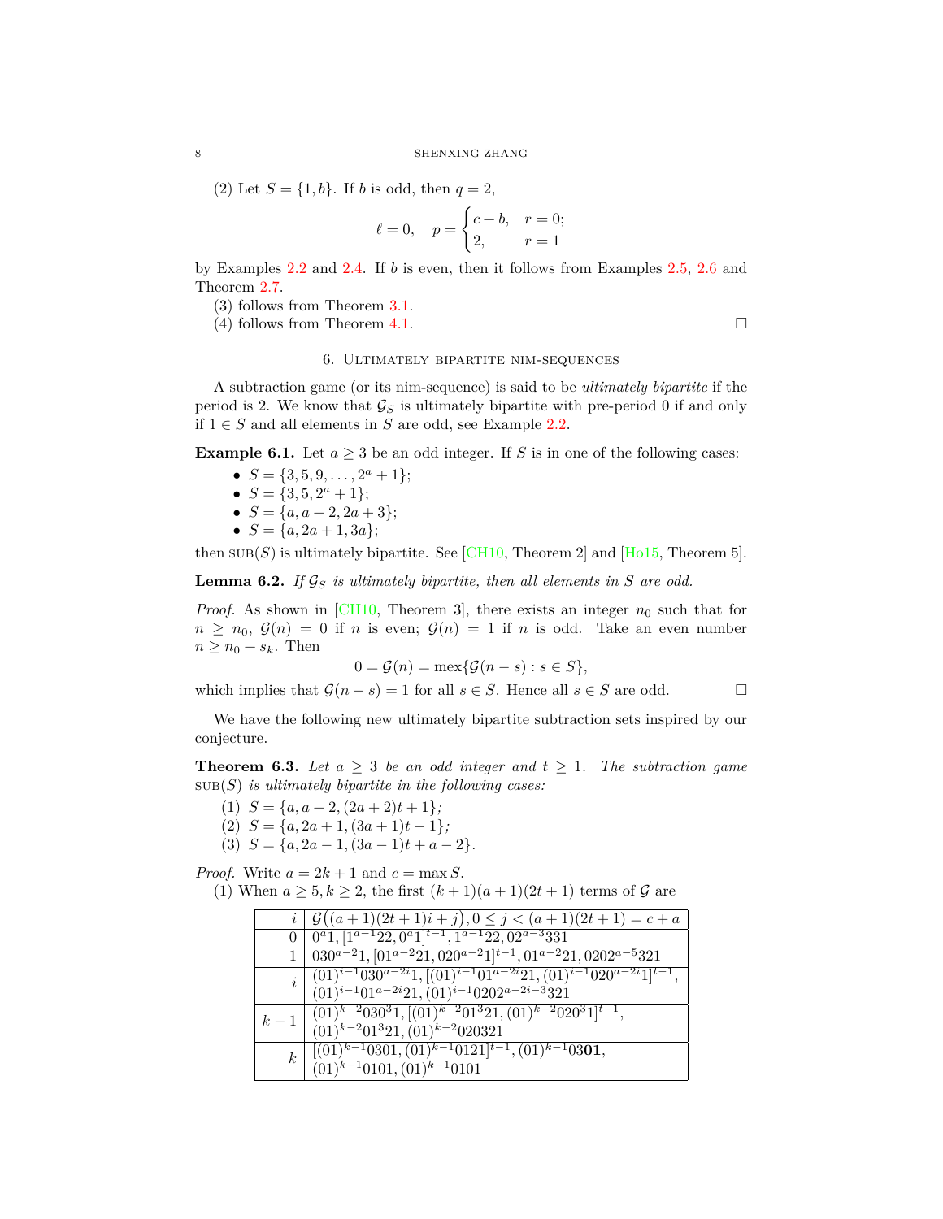(2) Let $S = \{1, b\}$. If $b$ is odd, then $q = 2$,

$$\ell = 0, \quad p = \begin{cases} c + b, & r = 0; \\ 2, & r = 1 \end{cases}$$

by Examples 2.2 and 2.4. If $b$ is even, then it follows from Examples 2.5, 2.6 and Theorem 2.7.

(3) follows from Theorem 3.1.

(4) follows from Theorem 4.1. $\square$

## 6. Ultimately bipartite nim-sequences

A subtraction game (or its nim-sequence) is said to be *ultimately bipartite* if the period is 2. We know that $\mathcal{G}_S$ is ultimately bipartite with pre-period 0 if and only if $1 \in S$ and all elements in $S$ are odd, see Example 2.2.

**Example 6.1.** Let $a \geq 3$ be an odd integer. If $S$ is in one of the following cases:

- $S = \{3, 5, 9, \ldots, 2^a + 1\}$;
- $S = \{3, 5, 2^a + 1\}$;
- $S = \{a, a + 2, 2a + 3\}$;
- $S = \{a, 2a + 1, 3a\}$;

then $\textsc{sub}(S)$ is ultimately bipartite. See [CH10, Theorem 2] and [Ho15, Theorem 5].

**Lemma 6.2.** *If $\mathcal{G}_S$ is ultimately bipartite, then all elements in $S$ are odd.*

*Proof.* As shown in [CH10, Theorem 3], there exists an integer $n_0$ such that for $n \geq n_0$, $\mathcal{G}(n) = 0$ if $n$ is even; $\mathcal{G}(n) = 1$ if $n$ is odd. Take an even number $n \geq n_0 + s_k$. Then

$$0 = \mathcal{G}(n) = \operatorname{mex}\{\mathcal{G}(n - s) : s \in S\},$$

which implies that $\mathcal{G}(n - s) = 1$ for all $s \in S$. Hence all $s \in S$ are odd. $\square$

We have the following new ultimately bipartite subtraction sets inspired by our conjecture.

**Theorem 6.3.** *Let $a \geq 3$ be an odd integer and $t \geq 1$. The subtraction game $\textsc{sub}(S)$ is ultimately bipartite in the following cases:*

1. $S = \{a, a + 2, (2a + 2)t + 1\}$;
2. $S = \{a, 2a + 1, (3a + 1)t - 1\}$;
3. $S = \{a, 2a - 1, (3a - 1)t + a - 2\}$.

*Proof.* Write $a = 2k + 1$ and $c = \max S$.

(1) When $a \geq 5, k \geq 2$, the first $(k + 1)(a + 1)(2t + 1)$ terms of $\mathcal{G}$ are

| $i$ | $\mathcal{G}\big((a+1)(2t+1)i + j\big), 0 \leq j < (a+1)(2t+1) = c + a$ |
|---|---|
| $0$ | $0^a 1, [1^{a-1} 22, 0^a 1]^{t-1}, 1^{a-1} 22, 02^{a-3} 331$ |
| $1$ | $030^{a-2} 1, [01^{a-2} 21, 020^{a-2} 1]^{t-1}, 01^{a-2} 21, 0202^{a-5} 321$ |
| $i$ | $(01)^{i-1} 030^{a-2i} 1, [(01)^{i-1} 01^{a-2i} 21, (01)^{i-1} 020^{a-2i} 1]^{t-1}$, $(01)^{i-1} 01^{a-2i} 21, (01)^{i-1} 0202^{a-2i-3} 321$ |
| $k-1$ | $(01)^{k-2} 030^3 1, [(01)^{k-2} 01^3 21, (01)^{k-2} 020^3 1]^{t-1}$, $(01)^{k-2} 01^3 21, (01)^{k-2} 020321$ |
| $k$ | $[(01)^{k-1} 0301, (01)^{k-1} 0121]^{t-1}, (01)^{k-1} 03\mathbf{01}$, $(01)^{k-1} 0101, (01)^{k-1} 0101$ |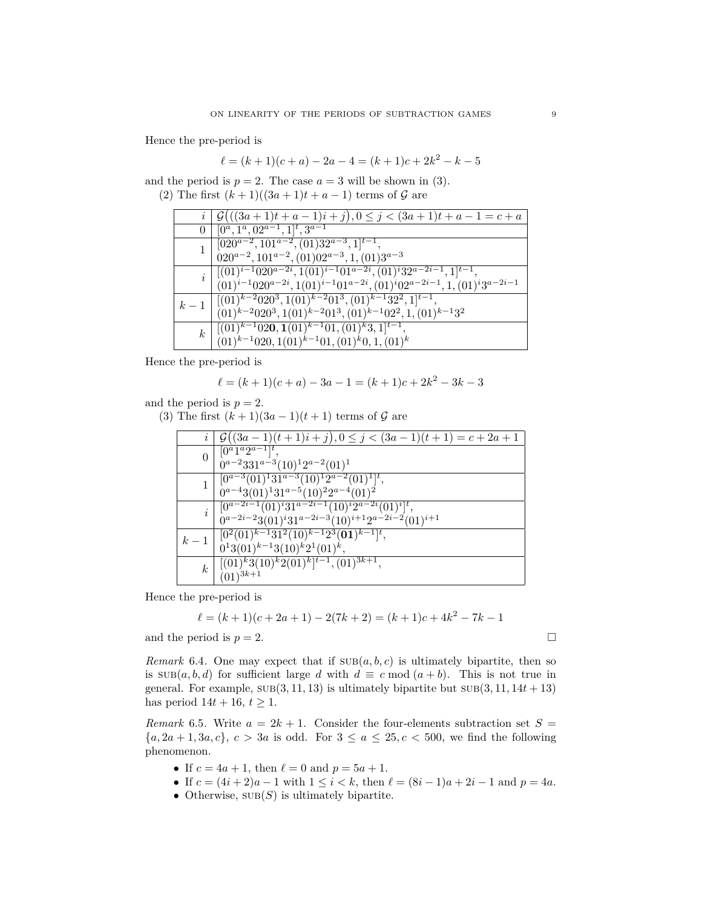Hence the pre-period is

$$\ell = (k+1)(c+a) - 2a - 4 = (k+1)c + 2k^2 - k - 5$$

and the period is $p = 2$. The case $a = 3$ will be shown in (3).

(2) The first $(k+1)((3a+1)t + a - 1)$ terms of $\mathcal{G}$ are

| $i$ | $\mathcal{G}\big(((3a+1)t+a-1)i+j\big), 0 \le j < (3a+1)t+a-1 = c+a$ |
|---|---|
| $0$ | $[0^a, 1^a, 02^{a-1}, 1]^t, 3^{a-1}$ |
| $1$ | $[020^{a-2}, 101^{a-2}, (01)32^{a-3}, 1]^{t-1}$, $020^{a-2}, 101^{a-2}, (01)02^{a-3}, 1, (01)3^{a-3}$ |
| $i$ | $[(01)^{i-1}020^{a-2i}, 1(01)^{i-1}01^{a-2i}, (01)^i 32^{a-2i-1}, 1]^{t-1}$, $(01)^{i-1}020^{a-2i}, 1(01)^{i-1}01^{a-2i}, (01)^i 02^{a-2i-1}, 1, (01)^i 3^{a-2i-1}$ |
| $k-1$ | $[(01)^{k-2}020^3, 1(01)^{k-2}01^3, (01)^{k-1}32^2, 1]^{t-1}$, $(01)^{k-2}020^3, 1(01)^{k-2}01^3, (01)^{k-1}02^2, 1, (01)^{k-1}3^2$ |
| $k$ | $[(01)^{k-1}02\mathbf{0}, \mathbf{1}(01)^{k-1}01, (01)^k 3, 1]^{t-1}$, $(01)^{k-1}020, 1(01)^{k-1}01, (01)^k 0, 1, (01)^k$ |

Hence the pre-period is

$$\ell = (k+1)(c+a) - 3a - 1 = (k+1)c + 2k^2 - 3k - 3$$

and the period is $p = 2$.

(3) The first $(k+1)(3a-1)(t+1)$ terms of $\mathcal{G}$ are

| $i$ | $\mathcal{G}\big((3a-1)(t+1)i+j\big), 0 \le j < (3a-1)(t+1) = c+2a+1$ |
|---|---|
| $0$ | $[0^a 1^a 2^{a-1}]^t$, $0^{a-2}331^{a-3}(10)^1 2^{a-2}(01)^1$ |
| $1$ | $[0^{a-3}(01)^1 31^{a-3}(10)^1 2^{a-2}(01)^1]^t$, $0^{a-4}3(01)^1 31^{a-5}(10)^2 2^{a-4}(01)^2$ |
| $i$ | $[0^{a-2i-1}(01)^i 31^{a-2i-1}(10)^i 2^{a-2i}(01)^i]^t$, $0^{a-2i-2}3(01)^i 31^{a-2i-3}(10)^{i+1}2^{a-2i-2}(01)^{i+1}$ |
| $k-1$ | $[0^2(01)^{k-1}31^2(10)^{k-1}2^3(\mathbf{01})^{k-1}]^t$, $0^1 3(01)^{k-1}3(10)^k 2^1(01)^k$, |
| $k$ | $[(01)^k 3(10)^k 2(01)^k]^{t-1}, (01)^{3k+1}$, $(01)^{3k+1}$ |

Hence the pre-period is

$$\ell = (k+1)(c+2a+1) - 2(7k+2) = (k+1)c + 4k^2 - 7k - 1$$

and the period is $p = 2$. □

*Remark* 6.4. One may expect that if $\textsc{sub}(a,b,c)$ is ultimately bipartite, then so is $\textsc{sub}(a,b,d)$ for sufficient large $d$ with $d \equiv c \bmod (a+b)$. This is not true in general. For example, $\textsc{sub}(3,11,13)$ is ultimately bipartite but $\textsc{sub}(3,11,14t+13)$ has period $14t+16$, $t \ge 1$.

*Remark* 6.5. Write $a = 2k+1$. Consider the four-elements subtraction set $S = \{a, 2a+1, 3a, c\}$, $c > 3a$ is odd. For $3 \le a \le 25, c < 500$, we find the following phenomenon.

- If $c = 4a+1$, then $\ell = 0$ and $p = 5a+1$.
- If $c = (4i+2)a - 1$ with $1 \le i < k$, then $\ell = (8i-1)a + 2i - 1$ and $p = 4a$.
- Otherwise, $\textsc{sub}(S)$ is ultimately bipartite.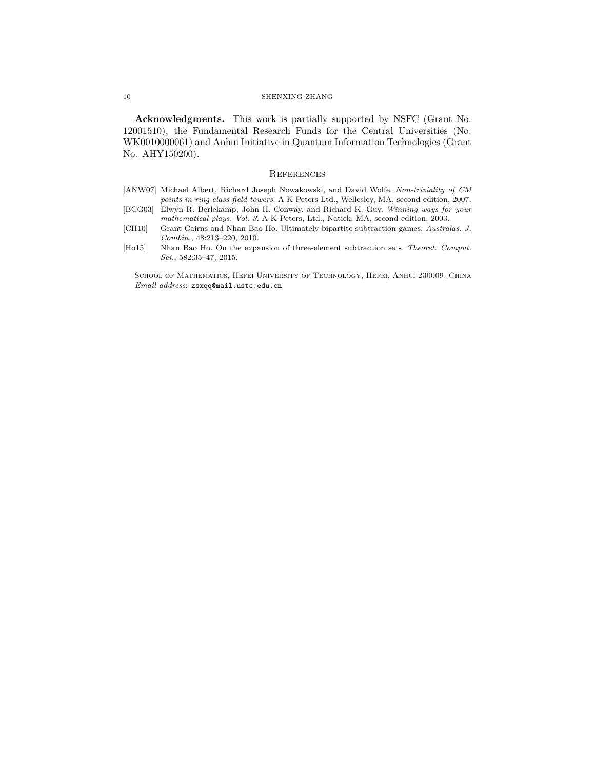**Acknowledgments.** This work is partially supported by NSFC (Grant No. 12001510), the Fundamental Research Funds for the Central Universities (No. WK0010000061) and Anhui Initiative in Quantum Information Technologies (Grant No. AHY150200).

## References

[ANW07] Michael Albert, Richard Joseph Nowakowski, and David Wolfe. *Non-triviality of CM points in ring class field towers*. A K Peters Ltd., Wellesley, MA, second edition, 2007.

[BCG03] Elwyn R. Berlekamp, John H. Conway, and Richard K. Guy. *Winning ways for your mathematical plays. Vol. 3*. A K Peters, Ltd., Natick, MA, second edition, 2003.

[CH10] Grant Cairns and Nhan Bao Ho. Ultimately bipartite subtraction games. *Australas. J. Combin.*, 48:213–220, 2010.

[Ho15] Nhan Bao Ho. On the expansion of three-element subtraction sets. *Theoret. Comput. Sci.*, 582:35–47, 2015.

School of Mathematics, Hefei University of Technology, Hefei, Anhui 230009, China
*Email address*: zsxqq@mail.ustc.edu.cn